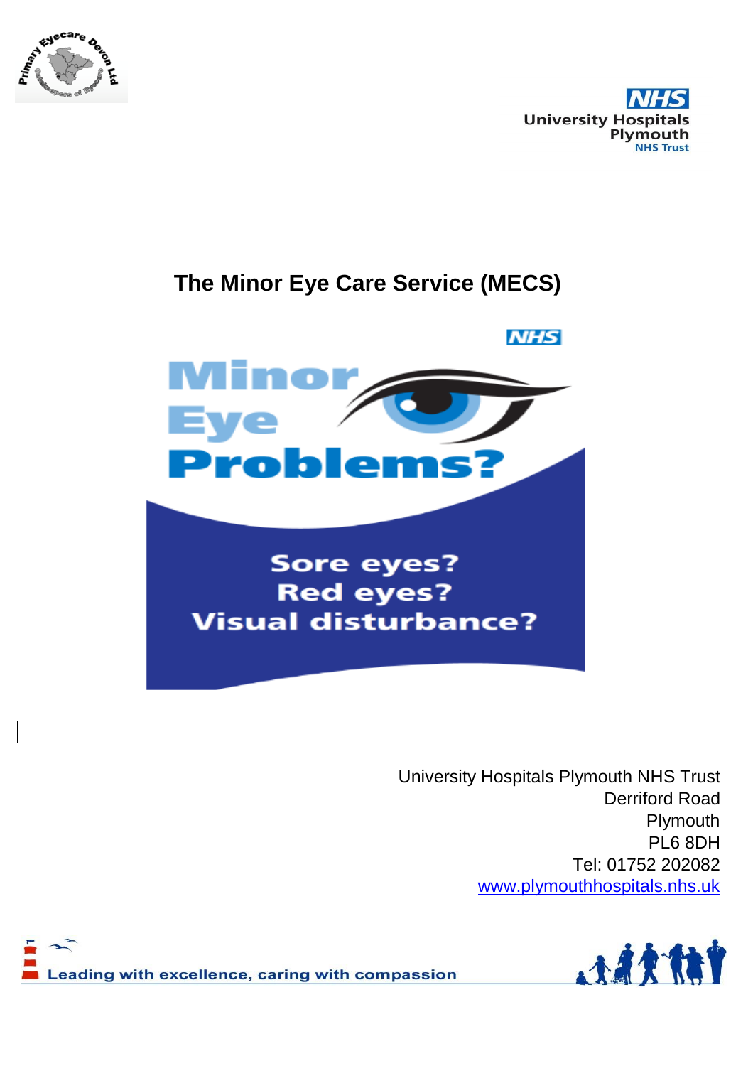# The Minor Eye Care Service (MECS)

Minor Eye Problems?

Sore eyes?
Red eyes?
Visual disturbance?

University Hospitals Plymouth NHS Trust
Derriford Road
Plymouth
PL6 8DH
Tel: 01752 202082
www.plymouthhospitals.nhs.uk

Leading with excellence, caring with compassion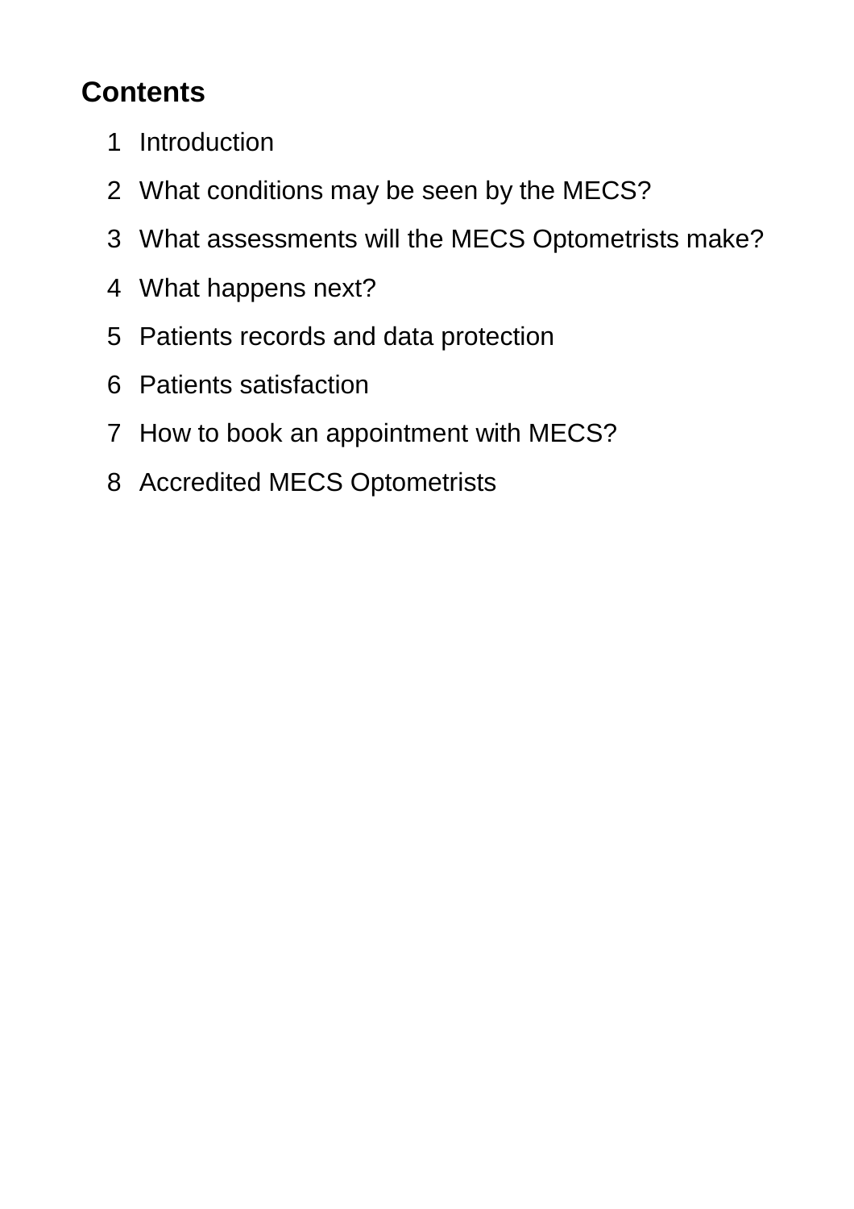## Contents

1. Introduction
2. What conditions may be seen by the MECS?
3. What assessments will the MECS Optometrists make?
4. What happens next?
5. Patients records and data protection
6. Patients satisfaction
7. How to book an appointment with MECS?
8. Accredited MECS Optometrists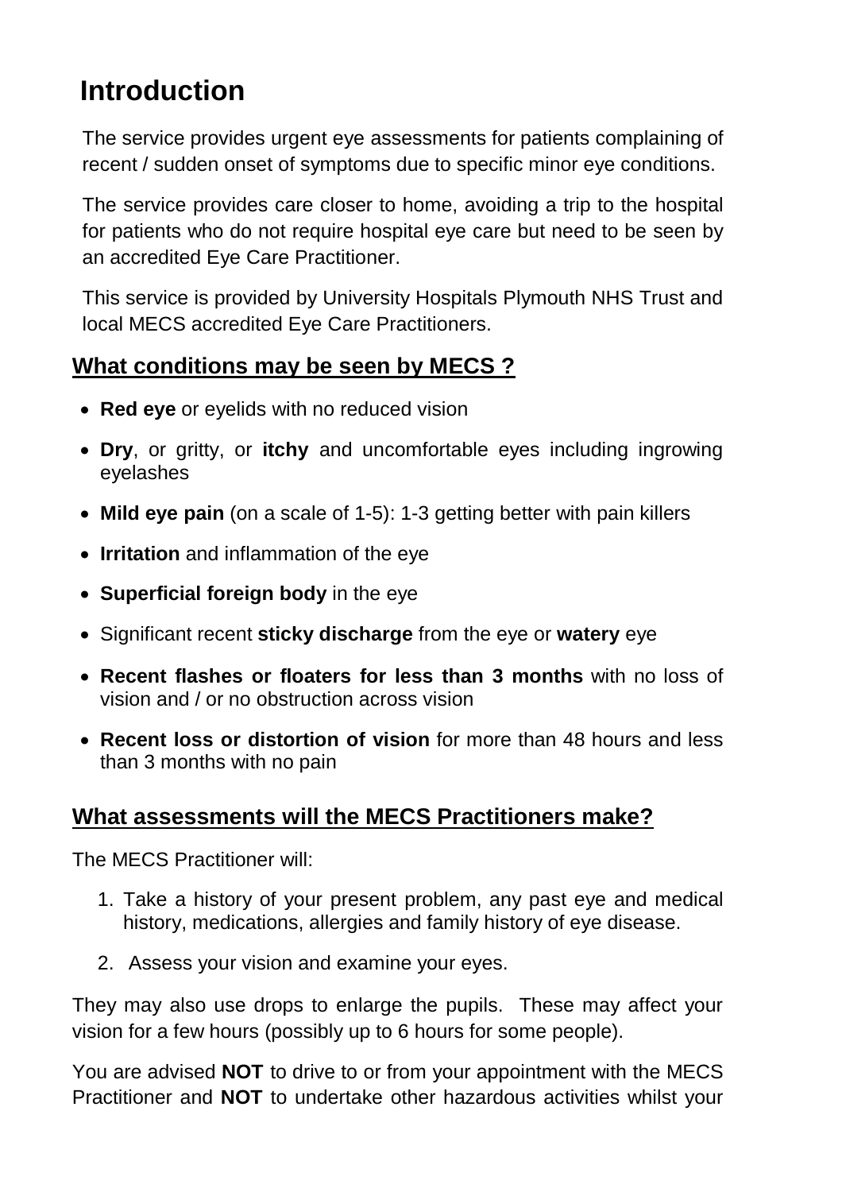# Introduction

The service provides urgent eye assessments for patients complaining of recent / sudden onset of symptoms due to specific minor eye conditions.

The service provides care closer to home, avoiding a trip to the hospital for patients who do not require hospital eye care but need to be seen by an accredited Eye Care Practitioner.

This service is provided by University Hospitals Plymouth NHS Trust and local MECS accredited Eye Care Practitioners.

## What conditions may be seen by MECS ?

- **Red eye** or eyelids with no reduced vision
- **Dry**, or gritty, or **itchy** and uncomfortable eyes including ingrowing eyelashes
- **Mild eye pain** (on a scale of 1-5): 1-3 getting better with pain killers
- **Irritation** and inflammation of the eye
- **Superficial foreign body** in the eye
- Significant recent **sticky discharge** from the eye or **watery** eye
- **Recent flashes or floaters for less than 3 months** with no loss of vision and / or no obstruction across vision
- **Recent loss or distortion of vision** for more than 48 hours and less than 3 months with no pain

## What assessments will the MECS Practitioners make?

The MECS Practitioner will:

1. Take a history of your present problem, any past eye and medical history, medications, allergies and family history of eye disease.
2. Assess your vision and examine your eyes.

They may also use drops to enlarge the pupils. These may affect your vision for a few hours (possibly up to 6 hours for some people).

You are advised **NOT** to drive to or from your appointment with the MECS Practitioner and **NOT** to undertake other hazardous activities whilst your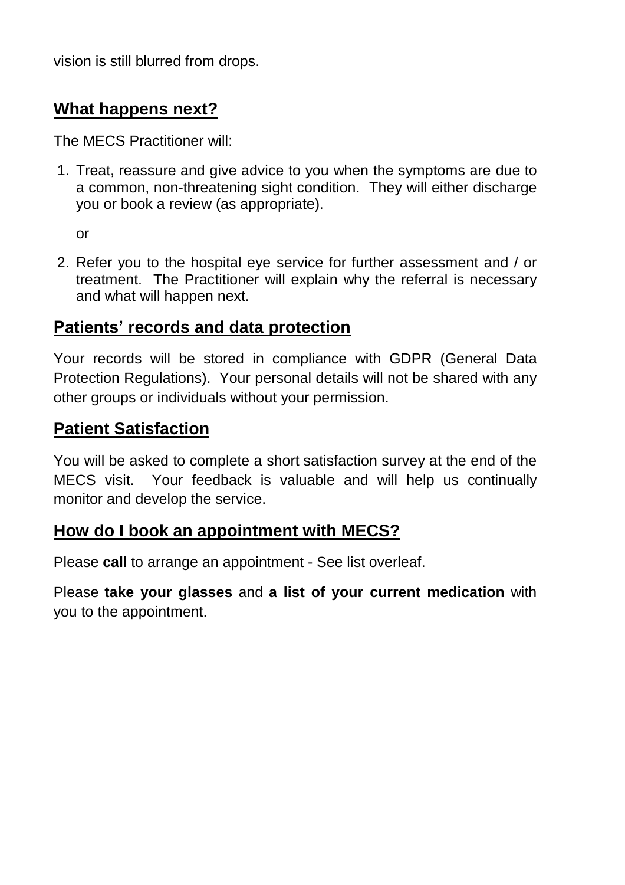vision is still blurred from drops.

## What happens next?

The MECS Practitioner will:

1. Treat, reassure and give advice to you when the symptoms are due to a common, non-threatening sight condition. They will either discharge you or book a review (as appropriate).

   or

2. Refer you to the hospital eye service for further assessment and / or treatment. The Practitioner will explain why the referral is necessary and what will happen next.

## Patients' records and data protection

Your records will be stored in compliance with GDPR (General Data Protection Regulations). Your personal details will not be shared with any other groups or individuals without your permission.

## Patient Satisfaction

You will be asked to complete a short satisfaction survey at the end of the MECS visit. Your feedback is valuable and will help us continually monitor and develop the service.

## How do I book an appointment with MECS?

Please **call** to arrange an appointment - See list overleaf.

Please **take your glasses** and **a list of your current medication** with you to the appointment.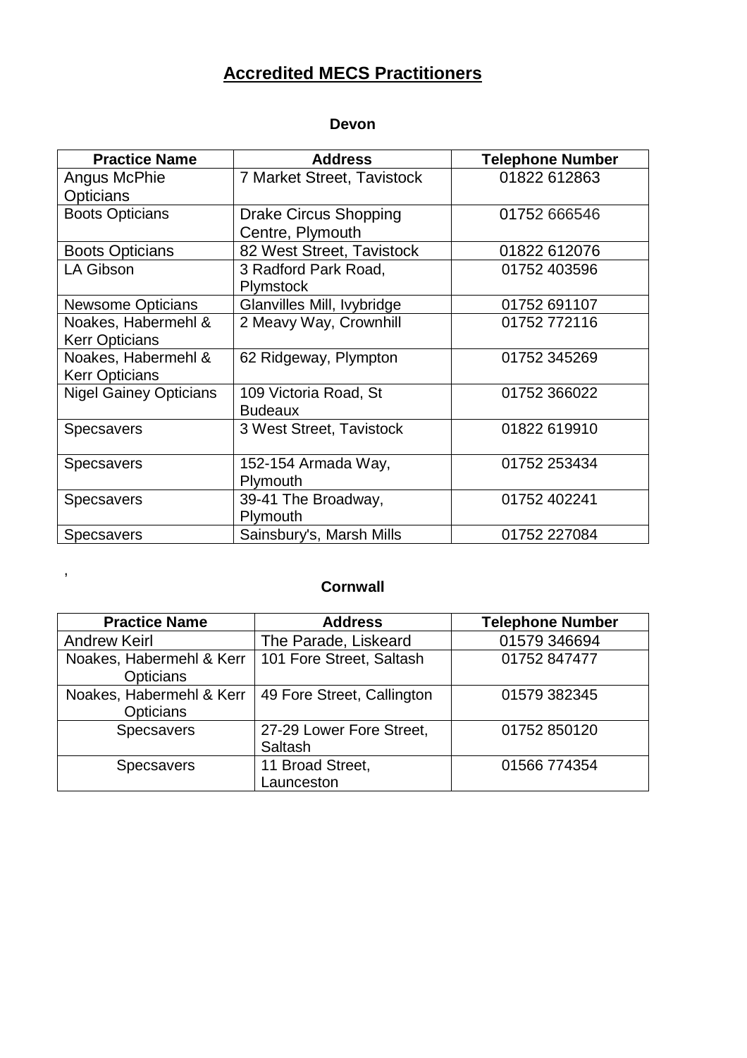# Accredited MECS Practitioners

## Devon

| Practice Name | Address | Telephone Number |
|---|---|---|
| Angus McPhie Opticians | 7 Market Street, Tavistock | 01822 612863 |
| Boots Opticians | Drake Circus Shopping Centre, Plymouth | 01752 666546 |
| Boots Opticians | 82 West Street, Tavistock | 01822 612076 |
| LA Gibson | 3 Radford Park Road, Plymstock | 01752 403596 |
| Newsome Opticians | Glanvilles Mill, Ivybridge | 01752 691107 |
| Noakes, Habermehl & Kerr Opticians | 2 Meavy Way, Crownhill | 01752 772116 |
| Noakes, Habermehl & Kerr Opticians | 62 Ridgeway, Plympton | 01752 345269 |
| Nigel Gainey Opticians | 109 Victoria Road, St Budeaux | 01752 366022 |
| Specsavers | 3 West Street, Tavistock | 01822 619910 |
| Specsavers | 152-154 Armada Way, Plymouth | 01752 253434 |
| Specsavers | 39-41 The Broadway, Plymouth | 01752 402241 |
| Specsavers | Sainsbury's, Marsh Mills | 01752 227084 |

,

## Cornwall

| Practice Name | Address | Telephone Number |
|---|---|---|
| Andrew Keirl | The Parade, Liskeard | 01579 346694 |
| Noakes, Habermehl & Kerr Opticians | 101 Fore Street, Saltash | 01752 847477 |
| Noakes, Habermehl & Kerr Opticians | 49 Fore Street, Callington | 01579 382345 |
| Specsavers | 27-29 Lower Fore Street, Saltash | 01752 850120 |
| Specsavers | 11 Broad Street, Launceston | 01566 774354 |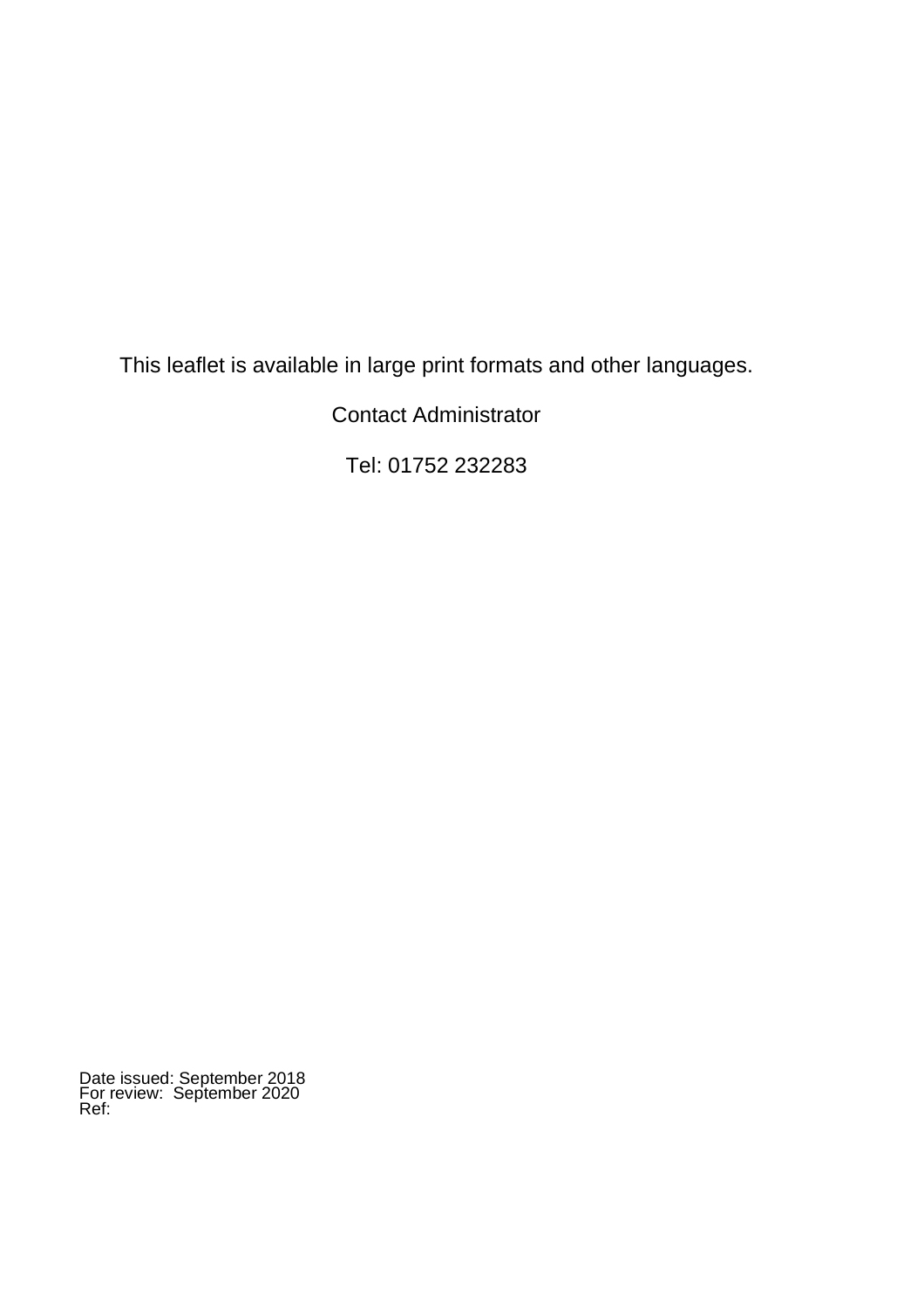This leaflet is available in large print formats and other languages.

Contact Administrator

Tel: 01752 232283

Date issued: September 2018
For review: September 2020
Ref: